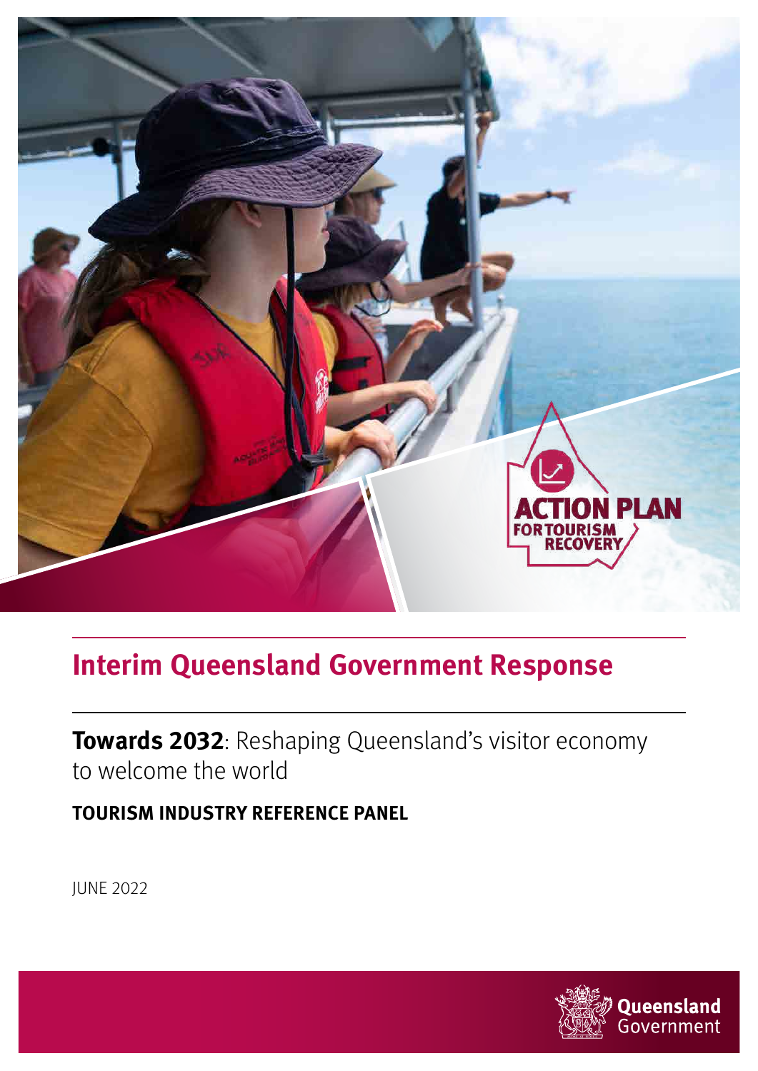ACTION PLAN FOR TOURISM RECOVERY

# Interim Queensland Government Response

**Towards 2032**: Reshaping Queensland's visitor economy to welcome the world

**TOURISM INDUSTRY REFERENCE PANEL**

JUNE 2022

Queensland Government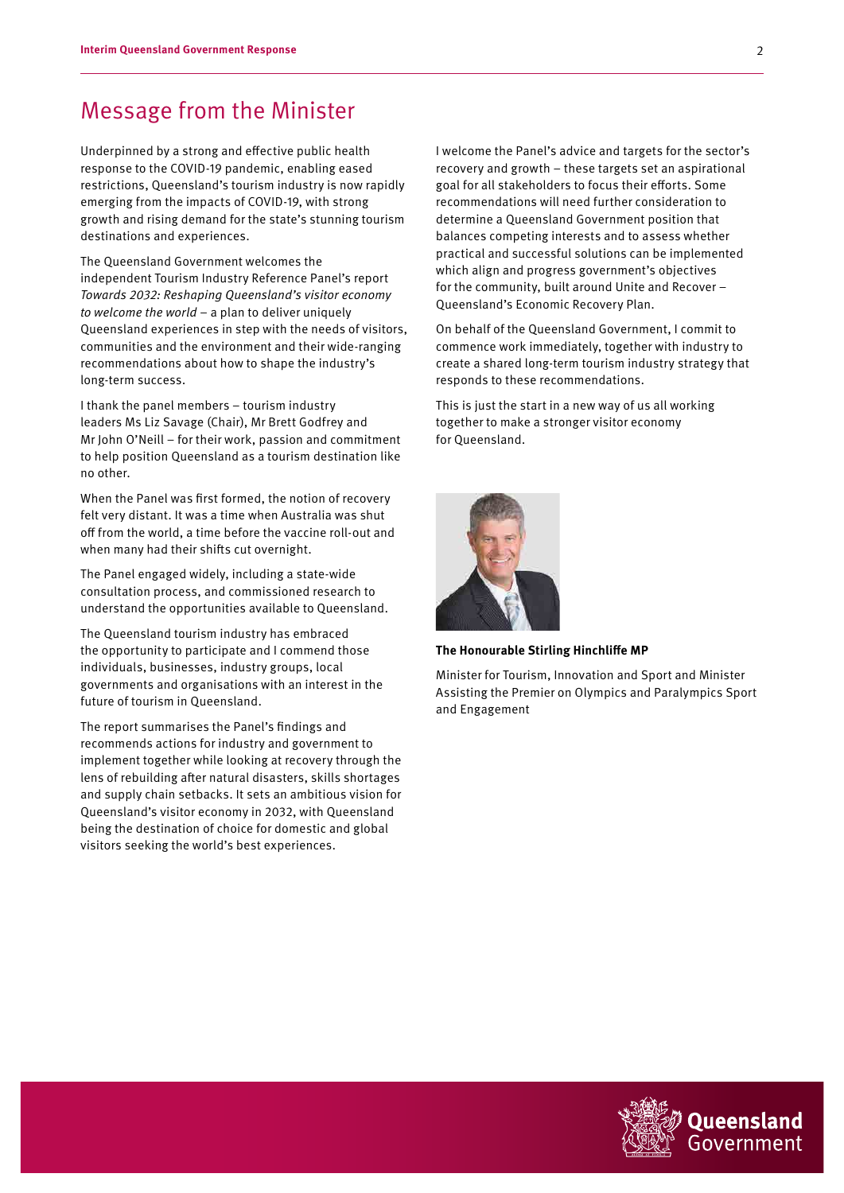# Message from the Minister

Underpinned by a strong and effective public health response to the COVID-19 pandemic, enabling eased restrictions, Queensland's tourism industry is now rapidly emerging from the impacts of COVID-19, with strong growth and rising demand for the state's stunning tourism destinations and experiences.

The Queensland Government welcomes the independent Tourism Industry Reference Panel's report *Towards 2032: Reshaping Queensland's visitor economy to welcome the world* – a plan to deliver uniquely Queensland experiences in step with the needs of visitors, communities and the environment and their wide-ranging recommendations about how to shape the industry's long-term success.

I thank the panel members – tourism industry leaders Ms Liz Savage (Chair), Mr Brett Godfrey and Mr John O'Neill – for their work, passion and commitment to help position Queensland as a tourism destination like no other.

When the Panel was first formed, the notion of recovery felt very distant. It was a time when Australia was shut off from the world, a time before the vaccine roll-out and when many had their shifts cut overnight.

The Panel engaged widely, including a state-wide consultation process, and commissioned research to understand the opportunities available to Queensland.

The Queensland tourism industry has embraced the opportunity to participate and I commend those individuals, businesses, industry groups, local governments and organisations with an interest in the future of tourism in Queensland.

The report summarises the Panel's findings and recommends actions for industry and government to implement together while looking at recovery through the lens of rebuilding after natural disasters, skills shortages and supply chain setbacks. It sets an ambitious vision for Queensland's visitor economy in 2032, with Queensland being the destination of choice for domestic and global visitors seeking the world's best experiences.

I welcome the Panel's advice and targets for the sector's recovery and growth – these targets set an aspirational goal for all stakeholders to focus their efforts. Some recommendations will need further consideration to determine a Queensland Government position that balances competing interests and to assess whether practical and successful solutions can be implemented which align and progress government's objectives for the community, built around Unite and Recover – Queensland's Economic Recovery Plan.

On behalf of the Queensland Government, I commit to commence work immediately, together with industry to create a shared long-term tourism industry strategy that responds to these recommendations.

This is just the start in a new way of us all working together to make a stronger visitor economy for Queensland.

**The Honourable Stirling Hinchliffe MP**

Minister for Tourism, Innovation and Sport and Minister Assisting the Premier on Olympics and Paralympics Sport and Engagement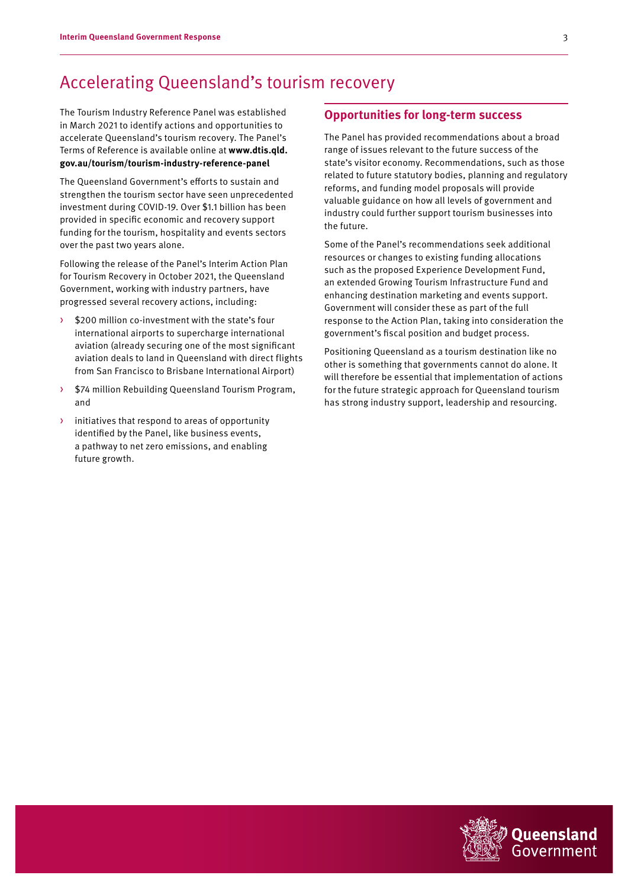# Accelerating Queensland's tourism recovery

The Tourism Industry Reference Panel was established in March 2021 to identify actions and opportunities to accelerate Queensland's tourism recovery. The Panel's Terms of Reference is available online at **www.dtis.qld.gov.au/tourism/tourism-industry-reference-panel**

The Queensland Government's efforts to sustain and strengthen the tourism sector have seen unprecedented investment during COVID-19. Over $1.1 billion has been provided in specific economic and recovery support funding for the tourism, hospitality and events sectors over the past two years alone.

Following the release of the Panel's Interim Action Plan for Tourism Recovery in October 2021, the Queensland Government, working with industry partners, have progressed several recovery actions, including:

- $200 million co-investment with the state's four international airports to supercharge international aviation (already securing one of the most significant aviation deals to land in Queensland with direct flights from San Francisco to Brisbane International Airport)
- $74 million Rebuilding Queensland Tourism Program, and
- initiatives that respond to areas of opportunity identified by the Panel, like business events, a pathway to net zero emissions, and enabling future growth.

## Opportunities for long-term success

The Panel has provided recommendations about a broad range of issues relevant to the future success of the state's visitor economy. Recommendations, such as those related to future statutory bodies, planning and regulatory reforms, and funding model proposals will provide valuable guidance on how all levels of government and industry could further support tourism businesses into the future.

Some of the Panel's recommendations seek additional resources or changes to existing funding allocations such as the proposed Experience Development Fund, an extended Growing Tourism Infrastructure Fund and enhancing destination marketing and events support. Government will consider these as part of the full response to the Action Plan, taking into consideration the government's fiscal position and budget process.

Positioning Queensland as a tourism destination like no other is something that governments cannot do alone. It will therefore be essential that implementation of actions for the future strategic approach for Queensland tourism has strong industry support, leadership and resourcing.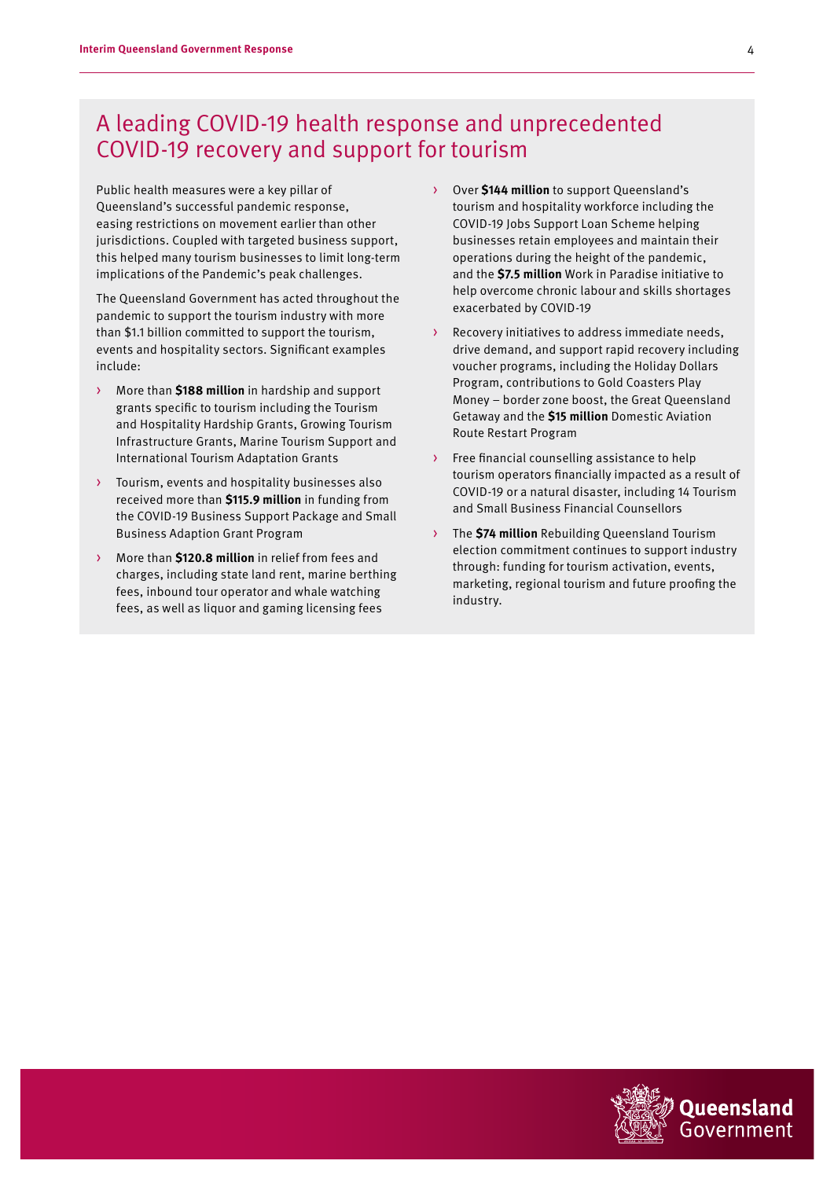## A leading COVID-19 health response and unprecedented COVID-19 recovery and support for tourism

Public health measures were a key pillar of Queensland's successful pandemic response, easing restrictions on movement earlier than other jurisdictions. Coupled with targeted business support, this helped many tourism businesses to limit long-term implications of the Pandemic's peak challenges.

The Queensland Government has acted throughout the pandemic to support the tourism industry with more than $1.1 billion committed to support the tourism, events and hospitality sectors. Significant examples include:

- More than **$188 million** in hardship and support grants specific to tourism including the Tourism and Hospitality Hardship Grants, Growing Tourism Infrastructure Grants, Marine Tourism Support and International Tourism Adaptation Grants
- Tourism, events and hospitality businesses also received more than **$115.9 million** in funding from the COVID-19 Business Support Package and Small Business Adaption Grant Program
- More than **$120.8 million** in relief from fees and charges, including state land rent, marine berthing fees, inbound tour operator and whale watching fees, as well as liquor and gaming licensing fees
- Over **$144 million** to support Queensland's tourism and hospitality workforce including the COVID-19 Jobs Support Loan Scheme helping businesses retain employees and maintain their operations during the height of the pandemic, and the **$7.5 million** Work in Paradise initiative to help overcome chronic labour and skills shortages exacerbated by COVID-19
- Recovery initiatives to address immediate needs, drive demand, and support rapid recovery including voucher programs, including the Holiday Dollars Program, contributions to Gold Coasters Play Money – border zone boost, the Great Queensland Getaway and the **$15 million** Domestic Aviation Route Restart Program
- Free financial counselling assistance to help tourism operators financially impacted as a result of COVID-19 or a natural disaster, including 14 Tourism and Small Business Financial Counsellors
- The **$74 million** Rebuilding Queensland Tourism election commitment continues to support industry through: funding for tourism activation, events, marketing, regional tourism and future proofing the industry.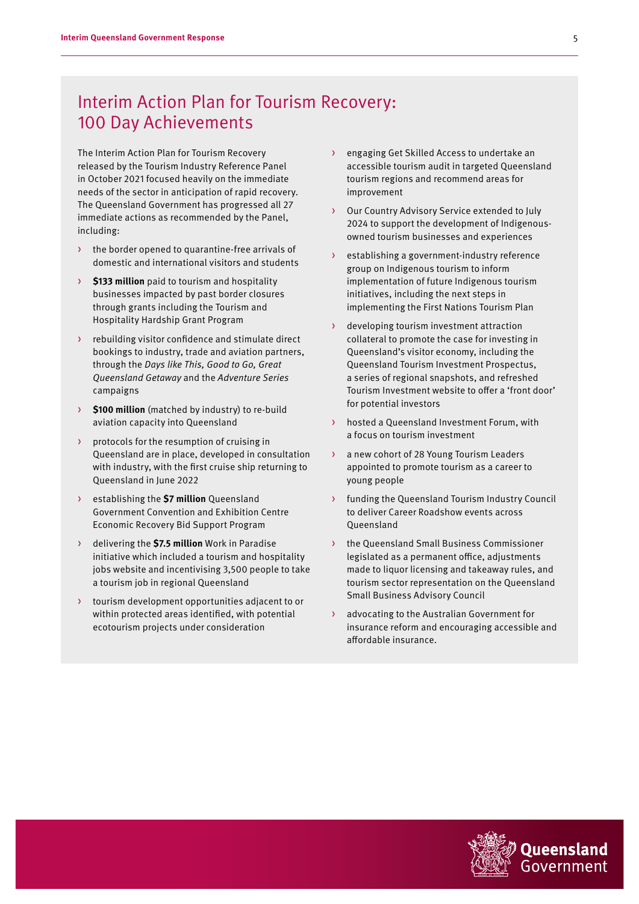## Interim Action Plan for Tourism Recovery: 100 Day Achievements

The Interim Action Plan for Tourism Recovery released by the Tourism Industry Reference Panel in October 2021 focused heavily on the immediate needs of the sector in anticipation of rapid recovery. The Queensland Government has progressed all 27 immediate actions as recommended by the Panel, including:

- the border opened to quarantine-free arrivals of domestic and international visitors and students
- **$133 million** paid to tourism and hospitality businesses impacted by past border closures through grants including the Tourism and Hospitality Hardship Grant Program
- rebuilding visitor confidence and stimulate direct bookings to industry, trade and aviation partners, through the *Days like This, Good to Go, Great Queensland Getaway* and the *Adventure Series* campaigns
- **$100 million** (matched by industry) to re-build aviation capacity into Queensland
- protocols for the resumption of cruising in Queensland are in place, developed in consultation with industry, with the first cruise ship returning to Queensland in June 2022
- establishing the **$7 million** Queensland Government Convention and Exhibition Centre Economic Recovery Bid Support Program
- delivering the **$7.5 million** Work in Paradise initiative which included a tourism and hospitality jobs website and incentivising 3,500 people to take a tourism job in regional Queensland
- tourism development opportunities adjacent to or within protected areas identified, with potential ecotourism projects under consideration
- engaging Get Skilled Access to undertake an accessible tourism audit in targeted Queensland tourism regions and recommend areas for improvement
- Our Country Advisory Service extended to July 2024 to support the development of Indigenous-owned tourism businesses and experiences
- establishing a government-industry reference group on Indigenous tourism to inform implementation of future Indigenous tourism initiatives, including the next steps in implementing the First Nations Tourism Plan
- developing tourism investment attraction collateral to promote the case for investing in Queensland's visitor economy, including the Queensland Tourism Investment Prospectus, a series of regional snapshots, and refreshed Tourism Investment website to offer a 'front door' for potential investors
- hosted a Queensland Investment Forum, with a focus on tourism investment
- a new cohort of 28 Young Tourism Leaders appointed to promote tourism as a career to young people
- funding the Queensland Tourism Industry Council to deliver Career Roadshow events across Queensland
- the Queensland Small Business Commissioner legislated as a permanent office, adjustments made to liquor licensing and takeaway rules, and tourism sector representation on the Queensland Small Business Advisory Council
- advocating to the Australian Government for insurance reform and encouraging accessible and affordable insurance.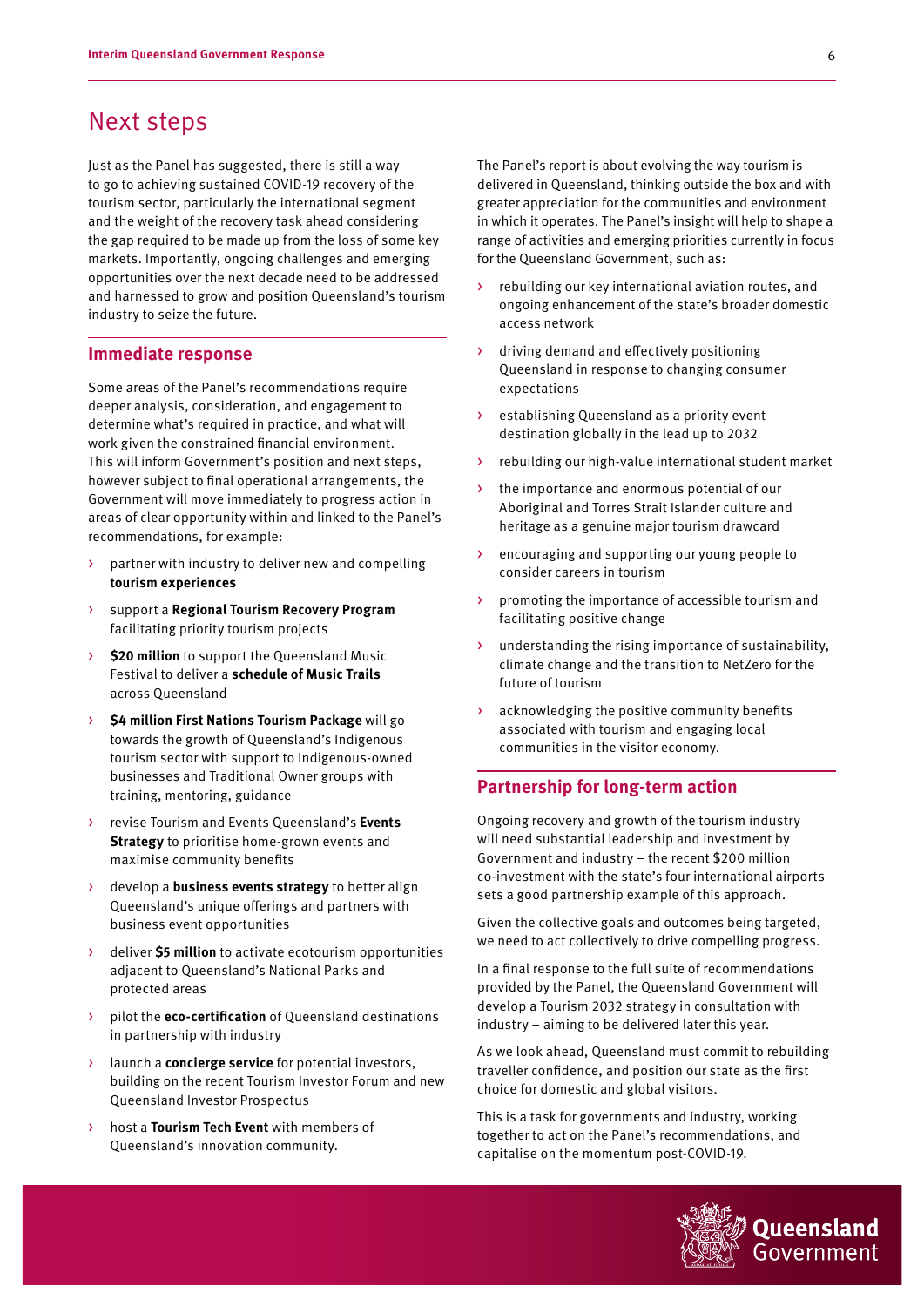# Next steps

Just as the Panel has suggested, there is still a way to go to achieving sustained COVID-19 recovery of the tourism sector, particularly the international segment and the weight of the recovery task ahead considering the gap required to be made up from the loss of some key markets. Importantly, ongoing challenges and emerging opportunities over the next decade need to be addressed and harnessed to grow and position Queensland's tourism industry to seize the future.

## Immediate response

Some areas of the Panel's recommendations require deeper analysis, consideration, and engagement to determine what's required in practice, and what will work given the constrained financial environment. This will inform Government's position and next steps, however subject to final operational arrangements, the Government will move immediately to progress action in areas of clear opportunity within and linked to the Panel's recommendations, for example:

- partner with industry to deliver new and compelling **tourism experiences**
- support a **Regional Tourism Recovery Program** facilitating priority tourism projects
- **$20 million** to support the Queensland Music Festival to deliver a **schedule of Music Trails** across Queensland
- **$4 million First Nations Tourism Package** will go towards the growth of Queensland's Indigenous tourism sector with support to Indigenous-owned businesses and Traditional Owner groups with training, mentoring, guidance
- revise Tourism and Events Queensland's **Events Strategy** to prioritise home-grown events and maximise community benefits
- develop a **business events strategy** to better align Queensland's unique offerings and partners with business event opportunities
- deliver **$5 million** to activate ecotourism opportunities adjacent to Queensland's National Parks and protected areas
- pilot the **eco-certification** of Queensland destinations in partnership with industry
- launch a **concierge service** for potential investors, building on the recent Tourism Investor Forum and new Queensland Investor Prospectus
- host a **Tourism Tech Event** with members of Queensland's innovation community.

The Panel's report is about evolving the way tourism is delivered in Queensland, thinking outside the box and with greater appreciation for the communities and environment in which it operates. The Panel's insight will help to shape a range of activities and emerging priorities currently in focus for the Queensland Government, such as:

- rebuilding our key international aviation routes, and ongoing enhancement of the state's broader domestic access network
- driving demand and effectively positioning Queensland in response to changing consumer expectations
- establishing Queensland as a priority event destination globally in the lead up to 2032
- rebuilding our high-value international student market
- the importance and enormous potential of our Aboriginal and Torres Strait Islander culture and heritage as a genuine major tourism drawcard
- encouraging and supporting our young people to consider careers in tourism
- promoting the importance of accessible tourism and facilitating positive change
- understanding the rising importance of sustainability, climate change and the transition to NetZero for the future of tourism
- acknowledging the positive community benefits associated with tourism and engaging local communities in the visitor economy.

## Partnership for long-term action

Ongoing recovery and growth of the tourism industry will need substantial leadership and investment by Government and industry – the recent $200 million co-investment with the state's four international airports sets a good partnership example of this approach.

Given the collective goals and outcomes being targeted, we need to act collectively to drive compelling progress.

In a final response to the full suite of recommendations provided by the Panel, the Queensland Government will develop a Tourism 2032 strategy in consultation with industry – aiming to be delivered later this year.

As we look ahead, Queensland must commit to rebuilding traveller confidence, and position our state as the first choice for domestic and global visitors.

This is a task for governments and industry, working together to act on the Panel's recommendations, and capitalise on the momentum post-COVID-19.